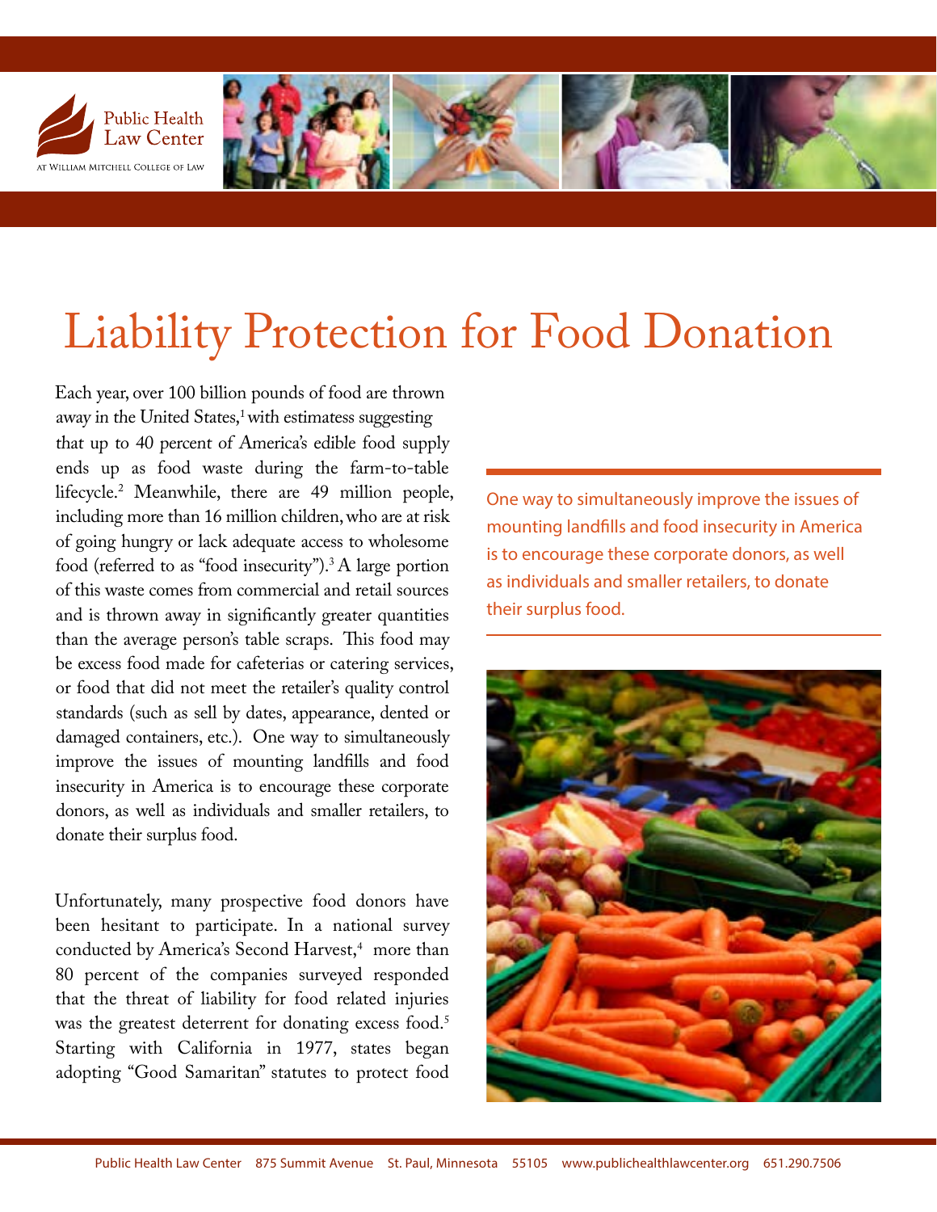# Liability Protection for Food Donation

Each year, over 100 billion pounds of food are thrown away in the United States,[1] with estimatess suggesting that up to 40 percent of America's edible food supply ends up as food waste during the farm-to-table lifecycle.[2] Meanwhile, there are 49 million people, including more than 16 million children, who are at risk of going hungry or lack adequate access to wholesome food (referred to as "food insecurity").[3] A large portion of this waste comes from commercial and retail sources and is thrown away in significantly greater quantities than the average person's table scraps. This food may be excess food made for cafeterias or catering services, or food that did not meet the retailer's quality control standards (such as sell by dates, appearance, dented or damaged containers, etc.). One way to simultaneously improve the issues of mounting landfills and food insecurity in America is to encourage these corporate donors, as well as individuals and smaller retailers, to donate their surplus food.

> One way to simultaneously improve the issues of mounting landfills and food insecurity in America is to encourage these corporate donors, as well as individuals and smaller retailers, to donate their surplus food.

Unfortunately, many prospective food donors have been hesitant to participate. In a national survey conducted by America's Second Harvest,[4] more than 80 percent of the companies surveyed responded that the threat of liability for food related injuries was the greatest deterrent for donating excess food.[5] Starting with California in 1977, states began adopting "Good Samaritan" statutes to protect food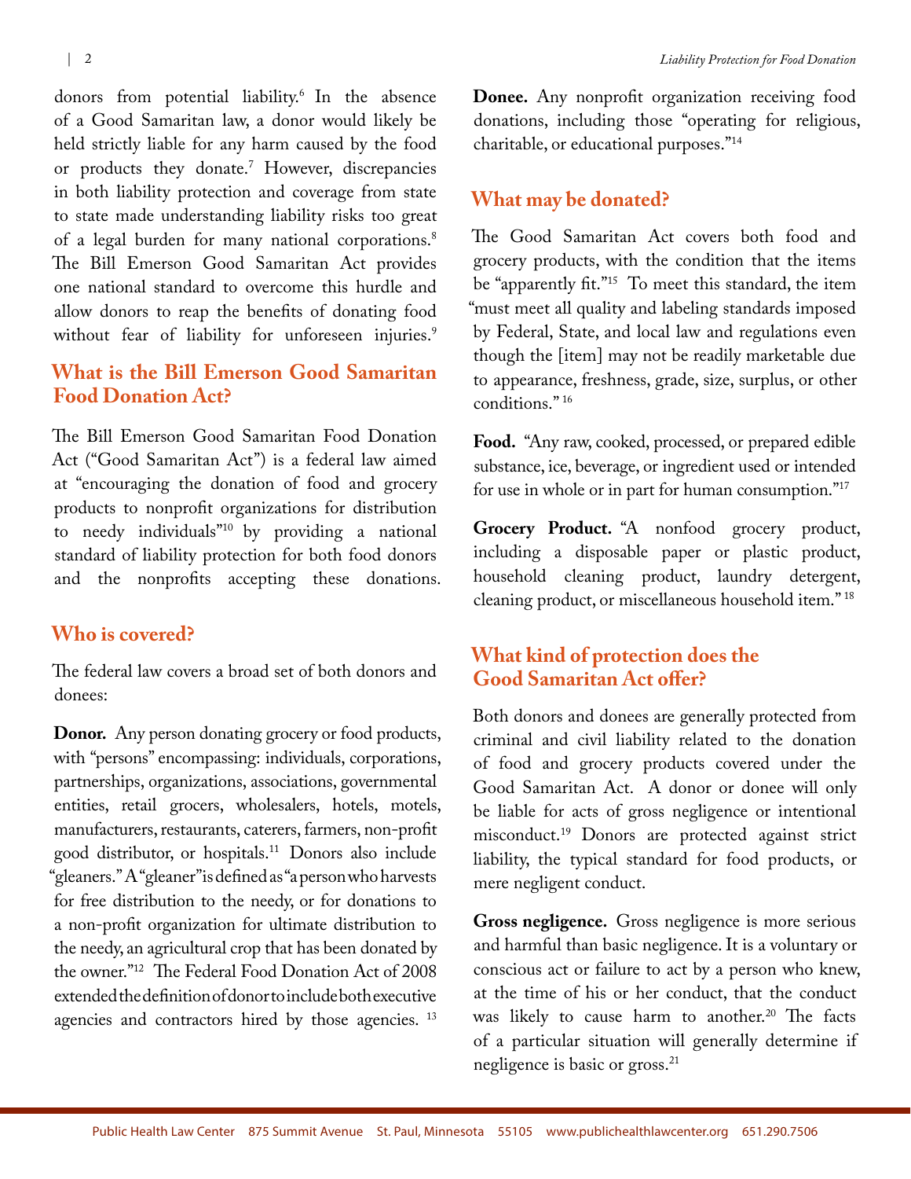donors from potential liability.[6] In the absence of a Good Samaritan law, a donor would likely be held strictly liable for any harm caused by the food or products they donate.[7] However, discrepancies in both liability protection and coverage from state to state made understanding liability risks too great of a legal burden for many national corporations.[8] The Bill Emerson Good Samaritan Act provides one national standard to overcome this hurdle and allow donors to reap the benefits of donating food without fear of liability for unforeseen injuries.[9]

## What is the Bill Emerson Good Samaritan Food Donation Act?

The Bill Emerson Good Samaritan Food Donation Act ("Good Samaritan Act") is a federal law aimed at "encouraging the donation of food and grocery products to nonprofit organizations for distribution to needy individuals"[10] by providing a national standard of liability protection for both food donors and the nonprofits accepting these donations.

## Who is covered?

The federal law covers a broad set of both donors and donees:

**Donor.** Any person donating grocery or food products, with "persons" encompassing: individuals, corporations, partnerships, organizations, associations, governmental entities, retail grocers, wholesalers, hotels, motels, manufacturers, restaurants, caterers, farmers, non-profit good distributor, or hospitals.[11] Donors also include "gleaners." A "gleaner" is defined as "a person who harvests for free distribution to the needy, or for donations to a non-profit organization for ultimate distribution to the needy, an agricultural crop that has been donated by the owner."[12] The Federal Food Donation Act of 2008 extended the definition of donor to include both executive agencies and contractors hired by those agencies.[13]

**Donee.** Any nonprofit organization receiving food donations, including those "operating for religious, charitable, or educational purposes."[14]

## What may be donated?

The Good Samaritan Act covers both food and grocery products, with the condition that the items be "apparently fit."[15] To meet this standard, the item "must meet all quality and labeling standards imposed by Federal, State, and local law and regulations even though the [item] may not be readily marketable due to appearance, freshness, grade, size, surplus, or other conditions."[16]

**Food.** "Any raw, cooked, processed, or prepared edible substance, ice, beverage, or ingredient used or intended for use in whole or in part for human consumption."[17]

**Grocery Product.** "A nonfood grocery product, including a disposable paper or plastic product, household cleaning product, laundry detergent, cleaning product, or miscellaneous household item."[18]

## What kind of protection does the Good Samaritan Act offer?

Both donors and donees are generally protected from criminal and civil liability related to the donation of food and grocery products covered under the Good Samaritan Act. A donor or donee will only be liable for acts of gross negligence or intentional misconduct.[19] Donors are protected against strict liability, the typical standard for food products, or mere negligent conduct.

**Gross negligence.** Gross negligence is more serious and harmful than basic negligence. It is a voluntary or conscious act or failure to act by a person who knew, at the time of his or her conduct, that the conduct was likely to cause harm to another.[20] The facts of a particular situation will generally determine if negligence is basic or gross.[21]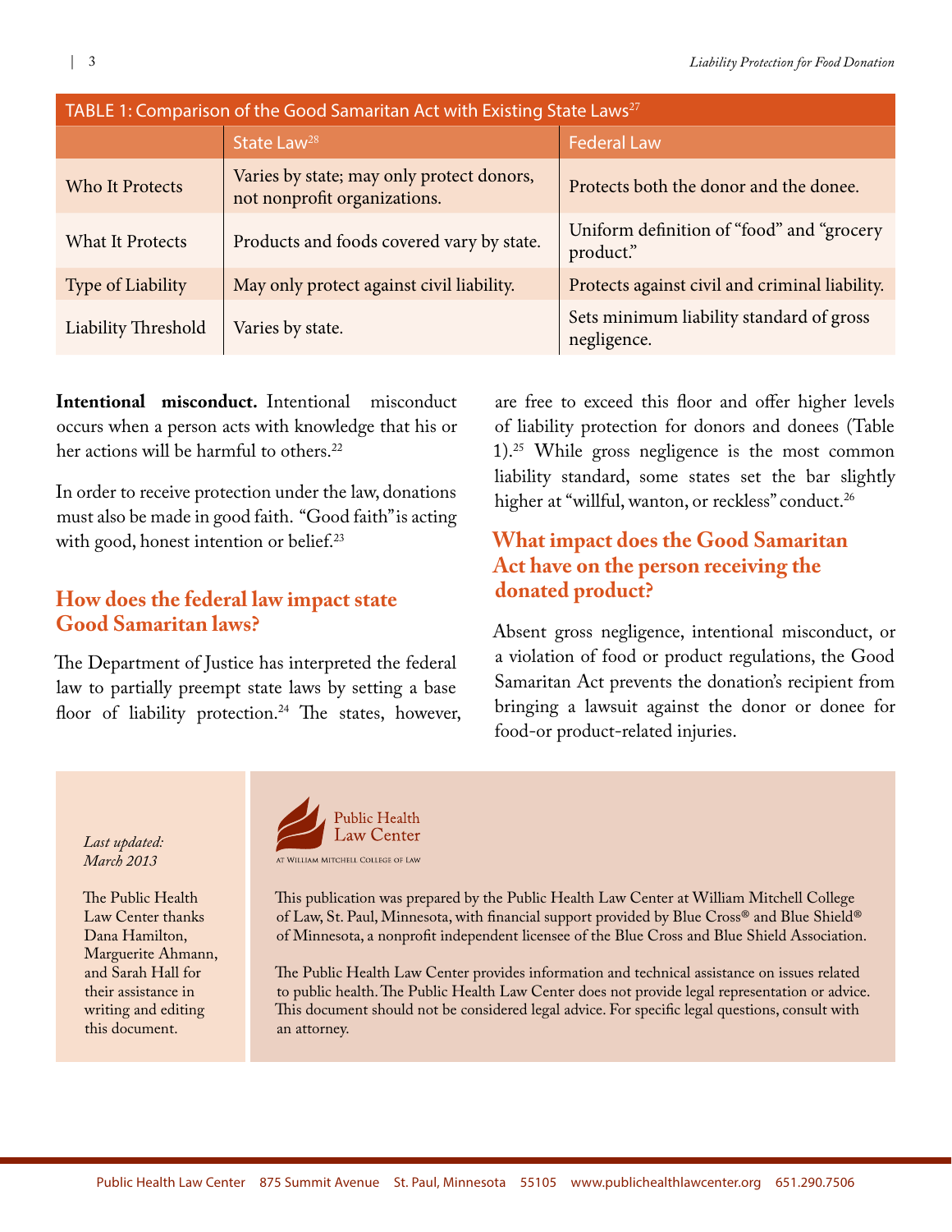TABLE 1: Comparison of the Good Samaritan Act with Existing State Laws[27]

| | State Law[28] | Federal Law |
|---|---|---|
| Who It Protects | Varies by state; may only protect donors, not nonprofit organizations. | Protects both the donor and the donee. |
| What It Protects | Products and foods covered vary by state. | Uniform definition of "food" and "grocery product." |
| Type of Liability | May only protect against civil liability. | Protects against civil and criminal liability. |
| Liability Threshold | Varies by state. | Sets minimum liability standard of gross negligence. |

**Intentional misconduct.** Intentional misconduct occurs when a person acts with knowledge that his or her actions will be harmful to others.[22]

In order to receive protection under the law, donations must also be made in good faith. "Good faith" is acting with good, honest intention or belief.[23]

## How does the federal law impact state Good Samaritan laws?

The Department of Justice has interpreted the federal law to partially preempt state laws by setting a base floor of liability protection.[24] The states, however, are free to exceed this floor and offer higher levels of liability protection for donors and donees (Table 1).[25] While gross negligence is the most common liability standard, some states set the bar slightly higher at "willful, wanton, or reckless" conduct.[26]

## What impact does the Good Samaritan Act have on the person receiving the donated product?

Absent gross negligence, intentional misconduct, or a violation of food or product regulations, the Good Samaritan Act prevents the donation's recipient from bringing a lawsuit against the donor or donee for food-or product-related injuries.

*Last updated: March 2013*

The Public Health Law Center thanks Dana Hamilton, Marguerite Ahmann, and Sarah Hall for their assistance in writing and editing this document.

Public Health Law Center
AT WILLIAM MITCHELL COLLEGE OF LAW

This publication was prepared by the Public Health Law Center at William Mitchell College of Law, St. Paul, Minnesota, with financial support provided by Blue Cross® and Blue Shield® of Minnesota, a nonprofit independent licensee of the Blue Cross and Blue Shield Association.

The Public Health Law Center provides information and technical assistance on issues related to public health. The Public Health Law Center does not provide legal representation or advice. This document should not be considered legal advice. For specific legal questions, consult with an attorney.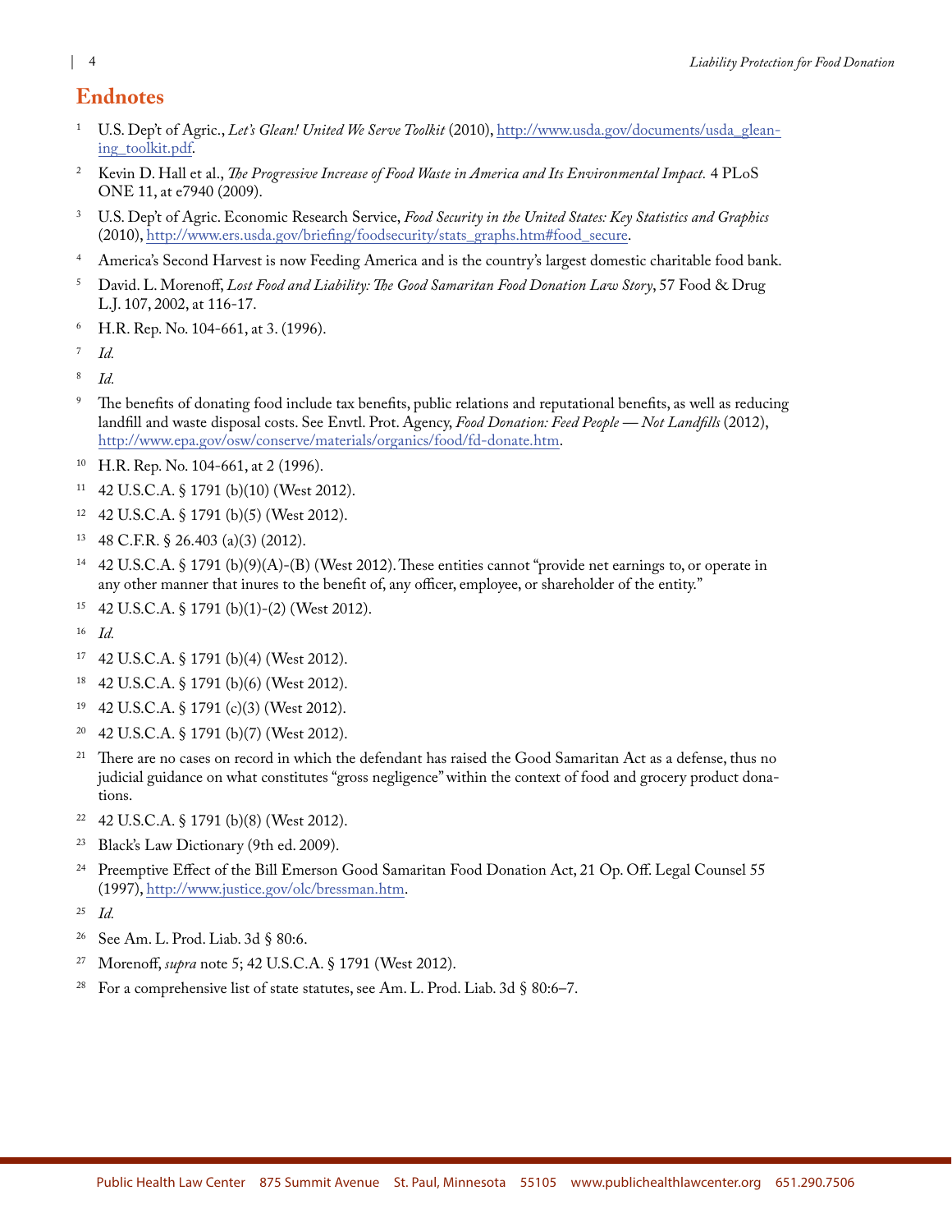## Endnotes

1. U.S. Dep't of Agric., *Let's Glean! United We Serve Toolkit* (2010), http://www.usda.gov/documents/usda_gleaning_toolkit.pdf.
2. Kevin D. Hall et al., *The Progressive Increase of Food Waste in America and Its Environmental Impact.* 4 PLoS ONE 11, at e7940 (2009).
3. U.S. Dep't of Agric. Economic Research Service, *Food Security in the United States: Key Statistics and Graphics* (2010), http://www.ers.usda.gov/briefing/foodsecurity/stats_graphs.htm#food_secure.
4. America's Second Harvest is now Feeding America and is the country's largest domestic charitable food bank.
5. David. L. Morenoff, *Lost Food and Liability: The Good Samaritan Food Donation Law Story*, 57 Food & Drug L.J. 107, 2002, at 116-17.
6. H.R. Rep. No. 104-661, at 3. (1996).
7. *Id.*
8. *Id.*
9. The benefits of donating food include tax benefits, public relations and reputational benefits, as well as reducing landfill and waste disposal costs. See Envtl. Prot. Agency, *Food Donation: Feed People — Not Landfills* (2012), http://www.epa.gov/osw/conserve/materials/organics/food/fd-donate.htm.
10. H.R. Rep. No. 104-661, at 2 (1996).
11. 42 U.S.C.A. § 1791 (b)(10) (West 2012).
12. 42 U.S.C.A. § 1791 (b)(5) (West 2012).
13. 48 C.F.R. § 26.403 (a)(3) (2012).
14. 42 U.S.C.A. § 1791 (b)(9)(A)-(B) (West 2012). These entities cannot "provide net earnings to, or operate in any other manner that inures to the benefit of, any officer, employee, or shareholder of the entity."
15. 42 U.S.C.A. § 1791 (b)(1)-(2) (West 2012).
16. *Id.*
17. 42 U.S.C.A. § 1791 (b)(4) (West 2012).
18. 42 U.S.C.A. § 1791 (b)(6) (West 2012).
19. 42 U.S.C.A. § 1791 (c)(3) (West 2012).
20. 42 U.S.C.A. § 1791 (b)(7) (West 2012).
21. There are no cases on record in which the defendant has raised the Good Samaritan Act as a defense, thus no judicial guidance on what constitutes "gross negligence" within the context of food and grocery product donations.
22. 42 U.S.C.A. § 1791 (b)(8) (West 2012).
23. Black's Law Dictionary (9th ed. 2009).
24. Preemptive Effect of the Bill Emerson Good Samaritan Food Donation Act, 21 Op. Off. Legal Counsel 55 (1997), http://www.justice.gov/olc/bressman.htm.
25. *Id.*
26. See Am. L. Prod. Liab. 3d § 80:6.
27. Morenoff, *supra* note 5; 42 U.S.C.A. § 1791 (West 2012).
28. For a comprehensive list of state statutes, see Am. L. Prod. Liab. 3d § 80:6–7.